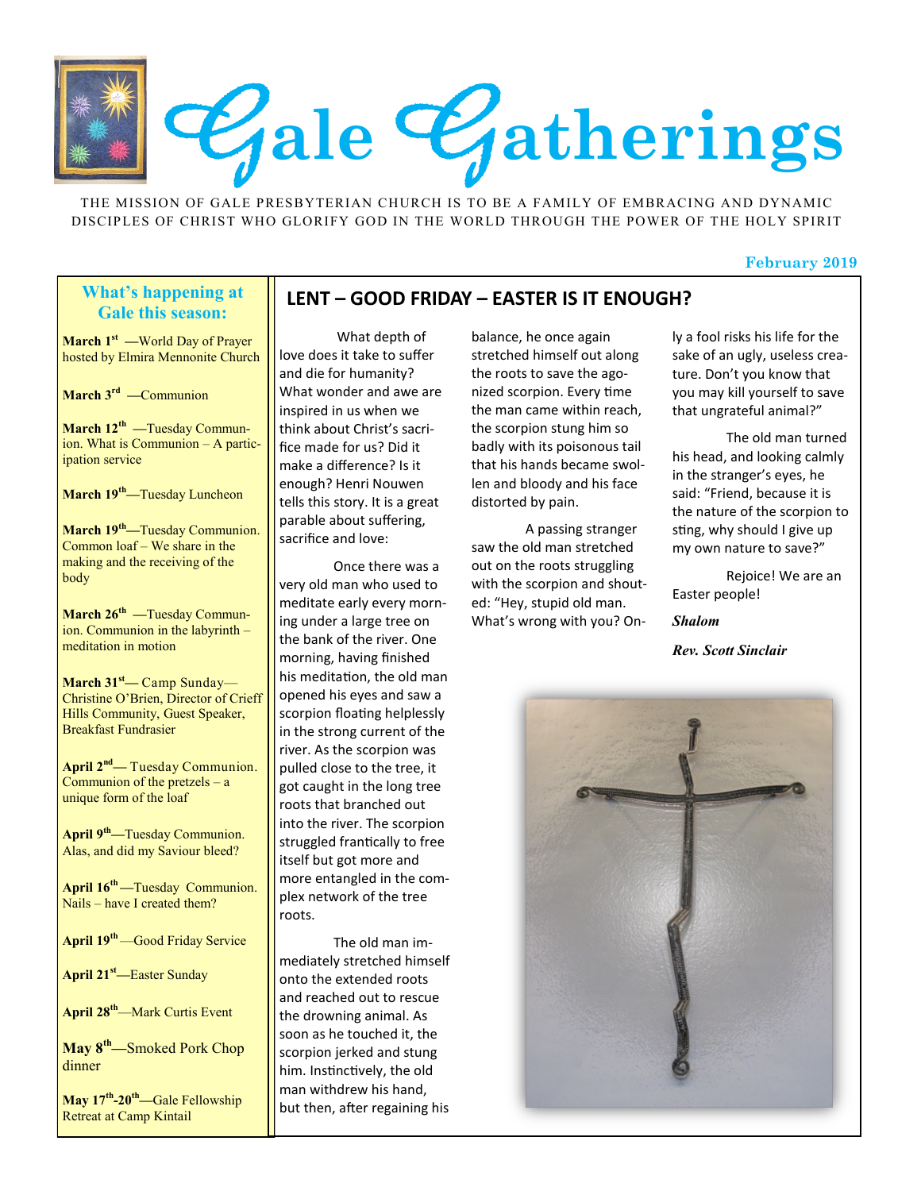# Gale Gatherings

THE MISSION OF GALE PRESBYTERIAN CHURCH IS TO BE A FAMILY OF EMBRACING AND DYNAMIC DISCIPLES OF CHRIST WHO GLORIFY GOD IN THE WORLD THROUGH THE POWER OF THE HOLY SPIRIT

**February 2019**

## What's happening at Gale this season:

**March 1st** —World Day of Prayer hosted by Elmira Mennonite Church

**March 3rd** —Communion

**March 12th** —Tuesday Communion. What is Communion – A participation service

**March 19th**—Tuesday Luncheon

**March 19th**—Tuesday Communion. Common loaf – We share in the making and the receiving of the body

**March 26th** —Tuesday Communion. Communion in the labyrinth – meditation in motion

**March 31st**— Camp Sunday—Christine O'Brien, Director of Crieff Hills Community, Guest Speaker, Breakfast Fundrasier

**April 2nd**— Tuesday Communion. Communion of the pretzels – a unique form of the loaf

**April 9th**—Tuesday Communion. Alas, and did my Saviour bleed?

**April 16th**—Tuesday Communion. Nails – have I created them?

**April 19th**—Good Friday Service

**April 21st**—Easter Sunday

**April 28th**—Mark Curtis Event

**May 8th**—Smoked Pork Chop dinner

**May 17th-20th**—Gale Fellowship Retreat at Camp Kintail

## LENT – GOOD FRIDAY – EASTER IS IT ENOUGH?

What depth of love does it take to suffer and die for humanity? What wonder and awe are inspired in us when we think about Christ's sacrifice made for us? Did it make a difference? Is it enough? Henri Nouwen tells this story. It is a great parable about suffering, sacrifice and love:

Once there was a very old man who used to meditate early every morning under a large tree on the bank of the river. One morning, having finished his meditation, the old man opened his eyes and saw a scorpion floating helplessly in the strong current of the river. As the scorpion was pulled close to the tree, it got caught in the long tree roots that branched out into the river. The scorpion struggled frantically to free itself but got more and more entangled in the complex network of the tree roots.

The old man immediately stretched himself onto the extended roots and reached out to rescue the drowning animal. As soon as he touched it, the scorpion jerked and stung him. Instinctively, the old man withdrew his hand, but then, after regaining his balance, he once again stretched himself out along the roots to save the agonized scorpion. Every time the man came within reach, the scorpion stung him so badly with its poisonous tail that his hands became swollen and bloody and his face distorted by pain.

A passing stranger saw the old man stretched out on the roots struggling with the scorpion and shouted: "Hey, stupid old man. What's wrong with you? Only a fool risks his life for the sake of an ugly, useless creature. Don't you know that you may kill yourself to save that ungrateful animal?"

The old man turned his head, and looking calmly in the stranger's eyes, he said: "Friend, because it is the nature of the scorpion to sting, why should I give up my own nature to save?"

Rejoice! We are an Easter people!

***Shalom***

***Rev. Scott Sinclair***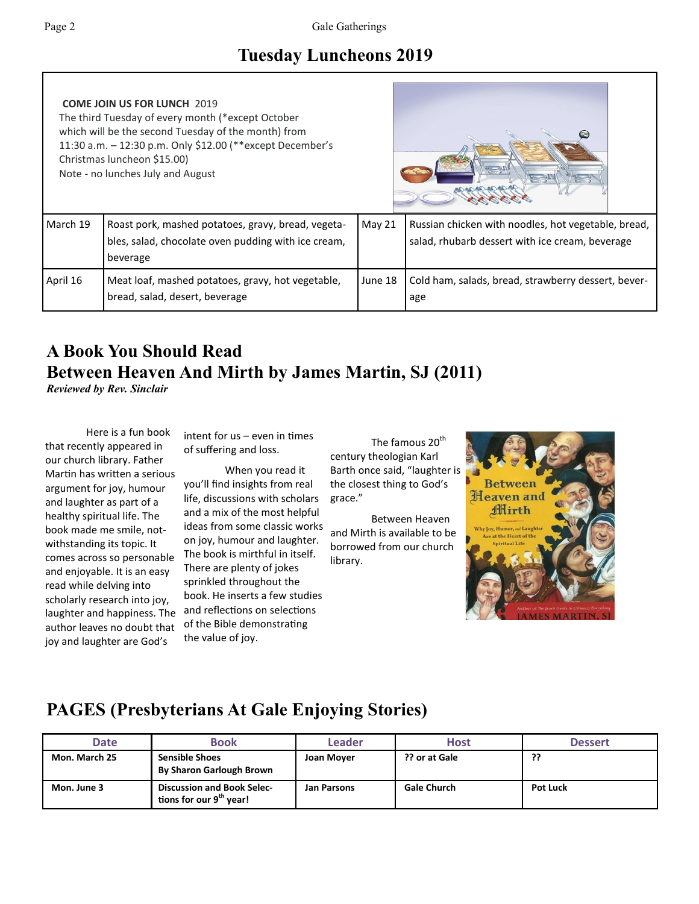# Tuesday Luncheons 2019

**COME JOIN US FOR LUNCH** 2019
The third Tuesday of every month (*except October which will be the second Tuesday of the month) from 11:30 a.m. – 12:30 p.m. Only $12.00 (**except December's Christmas luncheon $15.00)
Note - no lunches July and August

| | | | |
|---|---|---|---|
| March 19 | Roast pork, mashed potatoes, gravy, bread, vegetables, salad, chocolate oven pudding with ice cream, beverage | May 21 | Russian chicken with noodles, hot vegetable, bread, salad, rhubarb dessert with ice cream, beverage |
| April 16 | Meat loaf, mashed potatoes, gravy, hot vegetable, bread, salad, desert, beverage | June 18 | Cold ham, salads, bread, strawberry dessert, beverage |

## A Book You Should Read
## Between Heaven And Mirth by James Martin, SJ (2011)

***Reviewed by Rev. Sinclair***

Here is a fun book that recently appeared in our church library. Father Martin has written a serious argument for joy, humour and laughter as part of a healthy spiritual life. The book made me smile, notwithstanding its topic. It comes across so personable and enjoyable. It is an easy read while delving into scholarly research into joy, laughter and happiness. The author leaves no doubt that joy and laughter are God's intent for us – even in times of suffering and loss.

When you read it you'll find insights from real life, discussions with scholars and a mix of the most helpful ideas from some classic works on joy, humour and laughter. The book is mirthful in itself. There are plenty of jokes sprinkled throughout the book. He inserts a few studies and reflections on selections of the Bible demonstrating the value of joy.

The famous 20th century theologian Karl Barth once said, "laughter is the closest thing to God's grace."

Between Heaven and Mirth is available to be borrowed from our church library.

## PAGES (Presbyterians At Gale Enjoying Stories)

| Date | Book | Leader | Host | Dessert |
|---|---|---|---|---|
| **Mon. March 25** | **Sensible Shoes By Sharon Garlough Brown** | **Joan Moyer** | **?? or at Gale** | **??** |
| **Mon. June 3** | **Discussion and Book Selections for our 9th year!** | **Jan Parsons** | **Gale Church** | **Pot Luck** |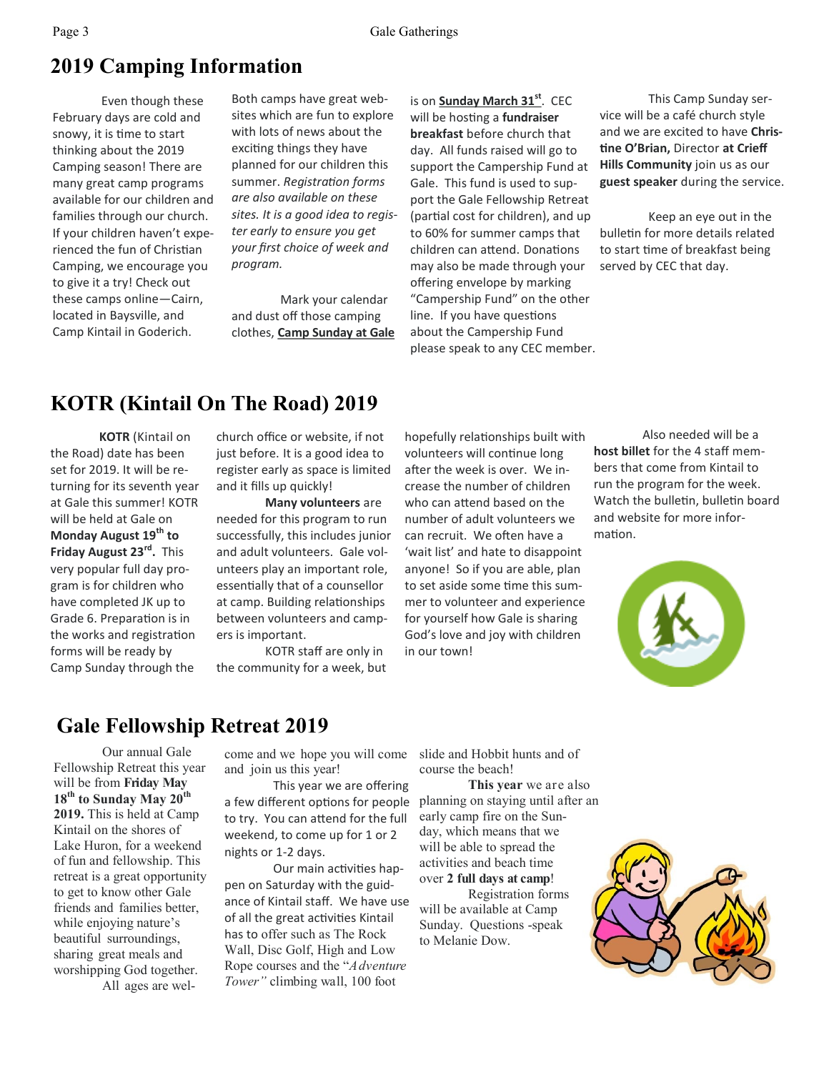## 2019 Camping Information

Even though these February days are cold and snowy, it is time to start thinking about the 2019 Camping season! There are many great camp programs available for our children and families through our church. If your children haven't experienced the fun of Christian Camping, we encourage you to give it a try! Check out these camps online—Cairn, located in Baysville, and Camp Kintail in Goderich.

Both camps have great websites which are fun to explore with lots of news about the exciting things they have planned for our children this summer. *Registration forms are also available on these sites. It is a good idea to register early to ensure you get your first choice of week and program.*

Mark your calendar and dust off those camping clothes, **Camp Sunday at Gale** is on **Sunday March 31st**. CEC will be hosting a **fundraiser breakfast** before church that day. All funds raised will go to support the Campership Fund at Gale. This fund is used to support the Gale Fellowship Retreat (partial cost for children), and up to 60% for summer camps that children can attend. Donations may also be made through your offering envelope by marking "Campership Fund" on the other line. If you have questions about the Campership Fund please speak to any CEC member.

This Camp Sunday service will be a café church style and we are excited to have **Christine O'Brian,** Director **at Crieff Hills Community** join us as our **guest speaker** during the service.

Keep an eye out in the bulletin for more details related to start time of breakfast being served by CEC that day.

## KOTR (Kintail On The Road) 2019

**KOTR** (Kintail on the Road) date has been set for 2019. It will be returning for its seventh year at Gale this summer! KOTR will be held at Gale on **Monday August 19th to Friday August 23rd.** This very popular full day program is for children who have completed JK up to Grade 6. Preparation is in the works and registration forms will be ready by Camp Sunday through the church office or website, if not just before. It is a good idea to register early as space is limited and it fills up quickly!

**Many volunteers** are needed for this program to run successfully, this includes junior and adult volunteers. Gale volunteers play an important role, essentially that of a counsellor at camp. Building relationships between volunteers and campers is important.

KOTR staff are only in the community for a week, but hopefully relationships built with volunteers will continue long after the week is over. We increase the number of children who can attend based on the number of adult volunteers we can recruit. We often have a 'wait list' and hate to disappoint anyone! So if you are able, plan to set aside some time this summer to volunteer and experience for yourself how Gale is sharing God's love and joy with children in our town!

Also needed will be a **host billet** for the 4 staff members that come from Kintail to run the program for the week. Watch the bulletin, bulletin board and website for more information.

## Gale Fellowship Retreat 2019

Our annual Gale Fellowship Retreat this year will be from **Friday May 18th to Sunday May 20th 2019.** This is held at Camp Kintail on the shores of Lake Huron, for a weekend of fun and fellowship. This retreat is a great opportunity to get to know other Gale friends and families better, while enjoying nature's beautiful surroundings, sharing great meals and worshipping God together.

All ages are welcome and we hope you will come and join us this year!

This year we are offering a few different options for people to try. You can attend for the full weekend, to come up for 1 or 2 nights or 1-2 days.

Our main activities happen on Saturday with the guidance of Kintail staff. We have use of all the great activities Kintail has to offer such as The Rock Wall, Disc Golf, High and Low Rope courses and the "*Adventure Tower"* climbing wall, 100 foot slide and Hobbit hunts and of course the beach!

**This year** we are also planning on staying until after an early camp fire on the Sunday, which means that we will be able to spread the activities and beach time over **2 full days at camp**!

Registration forms will be available at Camp Sunday. Questions -speak to Melanie Dow.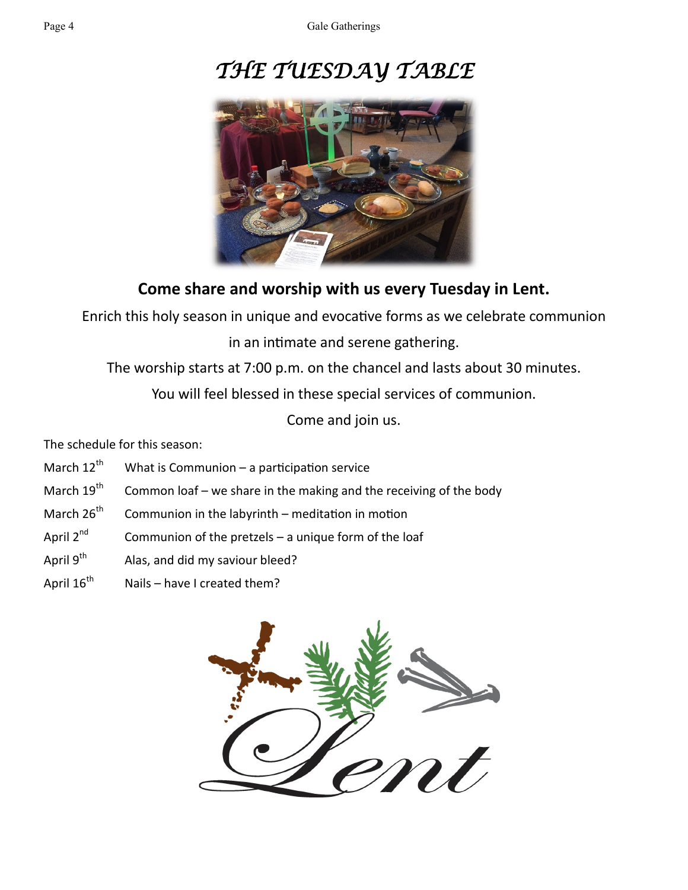# THE TUESDAY TABLE

**Come share and worship with us every Tuesday in Lent.**

Enrich this holy season in unique and evocative forms as we celebrate communion in an intimate and serene gathering.

The worship starts at 7:00 p.m. on the chancel and lasts about 30 minutes.

You will feel blessed in these special services of communion.

Come and join us.

The schedule for this season:

| | |
|---|---|
| March 12th | What is Communion – a participation service |
| March 19th | Common loaf – we share in the making and the receiving of the body |
| March 26th | Communion in the labyrinth – meditation in motion |
| April 2nd | Communion of the pretzels – a unique form of the loaf |
| April 9th | Alas, and did my saviour bleed? |
| April 16th | Nails – have I created them? |

Lent